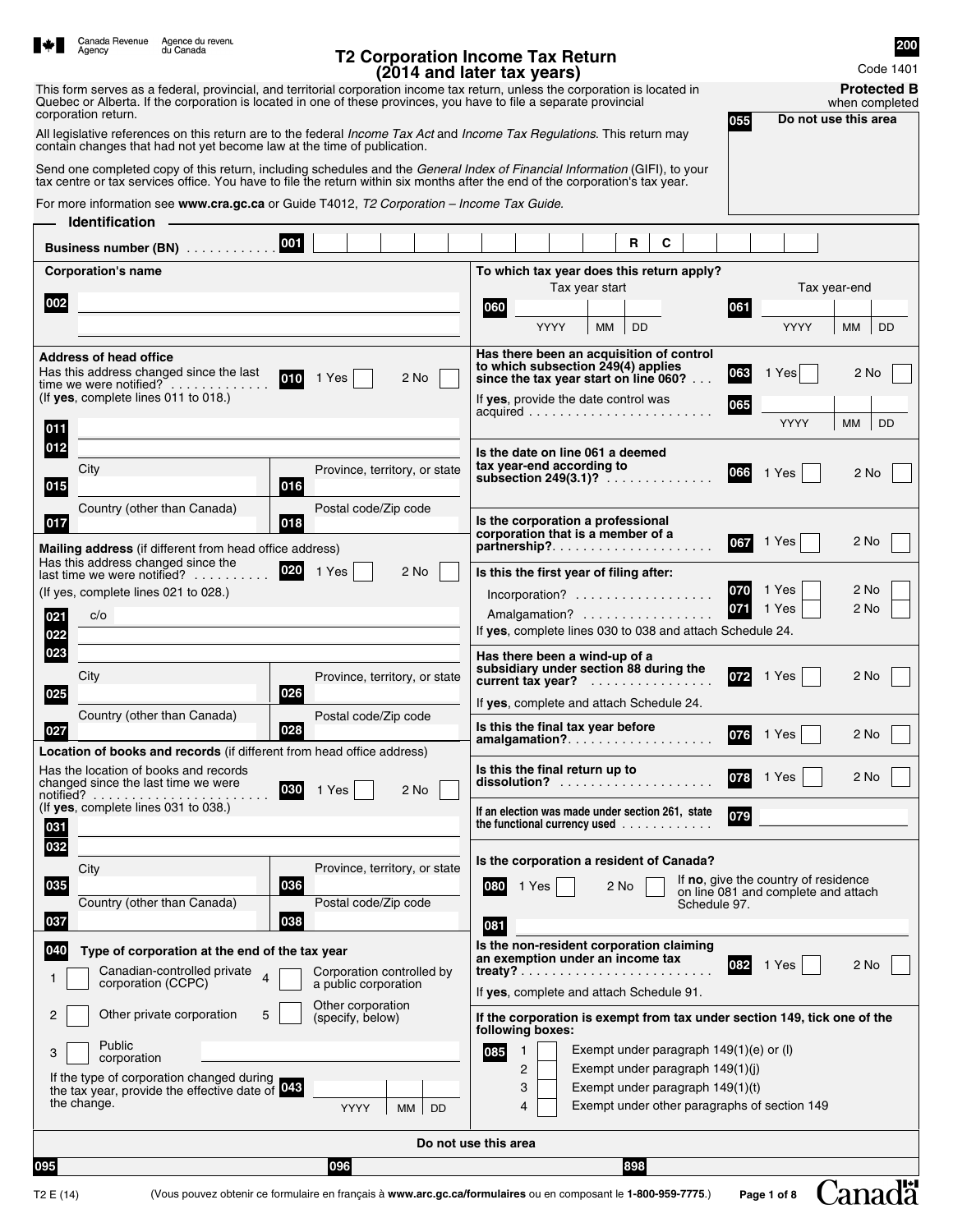Canada Revenue Agency / Agence du revenu du Canada

# T2 Corporation Income Tax Return (2014 and later tax years)

200

Code 1401

**Protected B** when completed

055 **Do not use this area**

This form serves as a federal, provincial, and territorial corporation income tax return, unless the corporation is located in Quebec or Alberta. If the corporation is located in one of these provinces, you have to file a separate provincial corporation return.

All legislative references on this return are to the federal *Income Tax Act* and *Income Tax Regulations*. This return may contain changes that had not yet become law at the time of publication.

Send one completed copy of this return, including schedules and the *General Index of Financial Information* (GIFI), to your tax centre or tax services office. You have to file the return within six months after the end of the corporation's tax year.

For more information see **www.cra.gc.ca** or Guide T4012, *T2 Corporation – Income Tax Guide*.

## Identification

**Business number (BN)** .......... 001 ______ R C ______

**Corporation's name**

002 ______

**Address of head office**

Has this address changed since the last time we were notified? .......... 010 1 Yes ☐ 2 No ☐
(If **yes**, complete lines 011 to 018.)

011 ______
012 ______

| City | Province, territory, or state |
|---|---|
| 015 | 016 |
| **Country (other than Canada)** | **Postal code/Zip code** |
| 017 | 018 |

**Mailing address** (if different from head office address)

Has this address changed since the last time we were notified? .......... 020 1 Yes ☐ 2 No ☐
(If yes, complete lines 021 to 028.)

021 c/o ______
022 ______
023 ______

| City | Province, territory, or state |
|---|---|
| 025 | 026 |
| **Country (other than Canada)** | **Postal code/Zip code** |
| 027 | 028 |

**Location of books and records** (if different from head office address)

Has the location of books and records changed since the last time we were notified? .......... 030 1 Yes ☐ 2 No ☐
(If **yes**, complete lines 031 to 038.)

031 ______
032 ______

| City | Province, territory, or state |
|---|---|
| 035 | 036 |
| **Country (other than Canada)** | **Postal code/Zip code** |
| 037 | 038 |

**040 Type of corporation at the end of the tax year**

1 ☐ Canadian-controlled private corporation (CCPC)

2 ☐ Other private corporation

3 ☐ Public corporation

4 ☐ Corporation controlled by a public corporation

5 ☐ Other corporation (specify, below) ______

If the type of corporation changed during the tax year, provide the effective date of the change. 043 YYYY MM DD

**To which tax year does this return apply?**

| Tax year start | Tax year-end |
|---|---|
| 060 YYYY MM DD | 061 YYYY MM DD |

**Has there been an acquisition of control to which subsection 249(4) applies since the tax year start on line 060?** ... 063 1 Yes ☐ 2 No ☐

If **yes**, provide the date control was acquired .......... 065 YYYY MM DD

**Is the date on line 061 a deemed tax year-end according to subsection 249(3.1)?** .......... 066 1 Yes ☐ 2 No ☐

**Is the corporation a professional corporation that is a member of a partnership?** .......... 067 1 Yes ☐ 2 No ☐

**Is this the first year of filing after:**

Incorporation? .......... 070 1 Yes ☐ 2 No ☐

Amalgamation? .......... 071 1 Yes ☐ 2 No ☐

If **yes**, complete lines 030 to 038 and attach Schedule 24.

**Has there been a wind-up of a subsidiary under section 88 during the current tax year?** .......... 072 1 Yes ☐ 2 No ☐

If **yes**, complete and attach Schedule 24.

**Is this the final tax year before amalgamation?** .......... 076 1 Yes ☐ 2 No ☐

**Is this the final return up to dissolution?** .......... 078 1 Yes ☐ 2 No ☐

**If an election was made under section 261, state the functional currency used** .......... 079 ______

**Is the corporation a resident of Canada?**

080 1 Yes ☐ 2 No ☐ If **no**, give the country of residence on line 081 and complete and attach Schedule 97.

081 ______

**Is the non-resident corporation claiming an exemption under an income tax treaty?** .......... 082 1 Yes ☐ 2 No ☐

If **yes**, complete and attach Schedule 91.

**If the corporation is exempt from tax under section 149, tick one of the following boxes:**

085 1 ☐ Exempt under paragraph 149(1)(e) or (l)

2 ☐ Exempt under paragraph 149(1)(j)

3 ☐ Exempt under paragraph 149(1)(t)

4 ☐ Exempt under other paragraphs of section 149

**Do not use this area**

| 095 | 096 | 898 |
|---|---|---|
| | | |

T2 E (14)

(Vous pouvez obtenir ce formulaire en français à **www.arc.gc.ca/formulaires** ou en composant le **1-800-959-7775**.)

Canada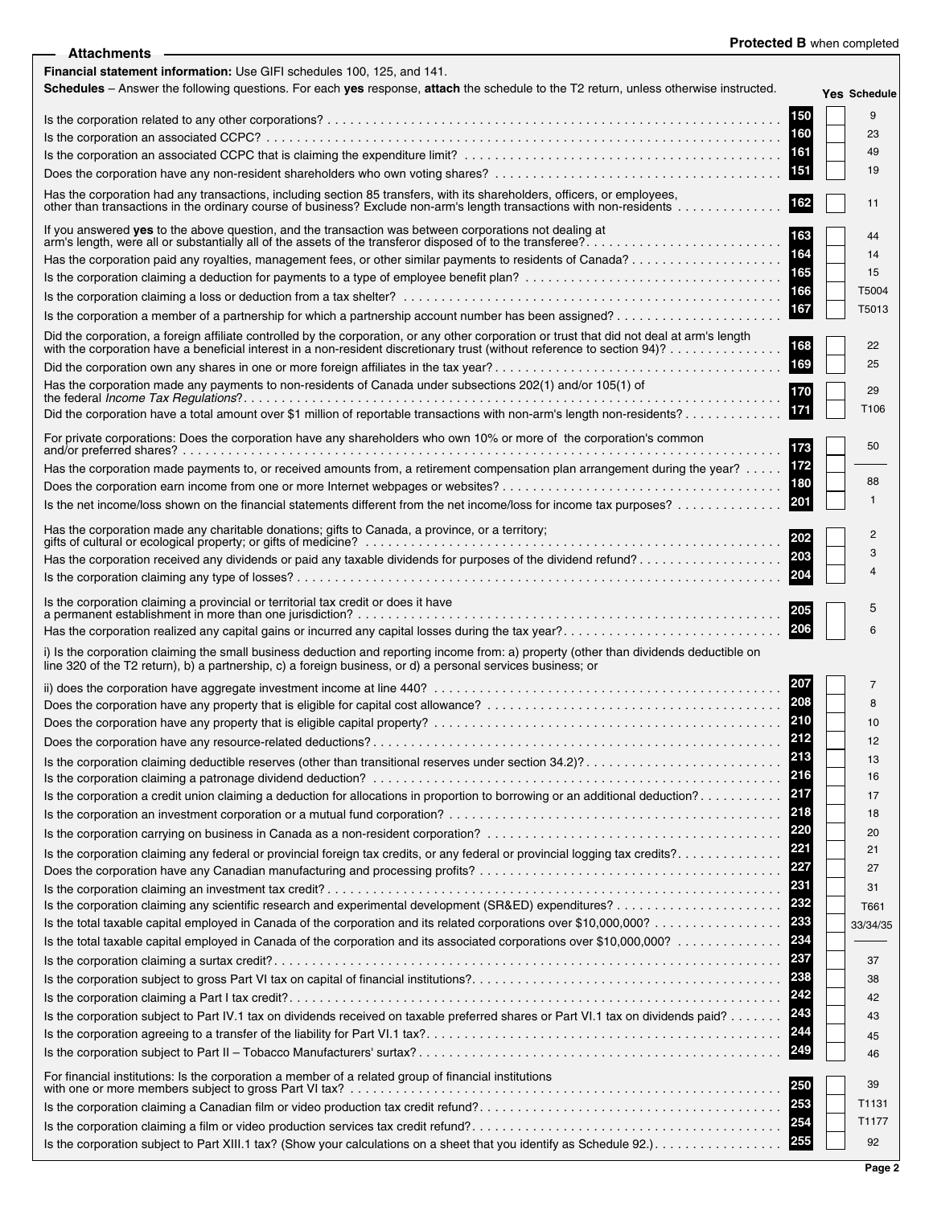Protected B when completed

## Attachments

**Financial statement information:** Use GIFI schedules 100, 125, and 141.

**Schedules** – Answer the following questions. For each **yes** response, **attach** the schedule to the T2 return, unless otherwise instructed.

| Question | Line | Yes | Schedule |
|---|---|---|---|
| Is the corporation related to any other corporations? | 150 | | 9 |
| Is the corporation an associated CCPC? | 160 | | 23 |
| Is the corporation an associated CCPC that is claiming the expenditure limit? | 161 | | 49 |
| Does the corporation have any non-resident shareholders who own voting shares? | 151 | | 19 |
| Has the corporation had any transactions, including section 85 transfers, with its shareholders, officers, or employees, other than transactions in the ordinary course of business? Exclude non-arm's length transactions with non-residents | 162 | | 11 |
| If you answered **yes** to the above question, and the transaction was between corporations not dealing at arm's length, were all or substantially all of the assets of the transferor disposed of to the transferee? | 163 | | 44 |
| Has the corporation paid any royalties, management fees, or other similar payments to residents of Canada? | 164 | | 14 |
| Is the corporation claiming a deduction for payments to a type of employee benefit plan? | 165 | | 15 |
| Is the corporation claiming a loss or deduction from a tax shelter? | 166 | | T5004 |
| Is the corporation a member of a partnership for which a partnership account number has been assigned? | 167 | | T5013 |
| Did the corporation, a foreign affiliate controlled by the corporation, or any other corporation or trust that did not deal at arm's length with the corporation have a beneficial interest in a non-resident discretionary trust (without reference to section 94)? | 168 | | 22 |
| Did the corporation own any shares in one or more foreign affiliates in the tax year? | 169 | | 25 |
| Has the corporation made any payments to non-residents of Canada under subsections 202(1) and/or 105(1) of the federal *Income Tax Regulations*? | 170 | | 29 |
| Did the corporation have a total amount over $1 million of reportable transactions with non-arm's length non-residents? | 171 | | T106 |
| For private corporations: Does the corporation have any shareholders who own 10% or more of the corporation's common and/or preferred shares? | 173 | | 50 |
| Has the corporation made payments to, or received amounts from, a retirement compensation plan arrangement during the year? | 172 | | |
| Does the corporation earn income from one or more Internet webpages or websites? | 180 | | 88 |
| Is the net income/loss shown on the financial statements different from the net income/loss for income tax purposes? | 201 | | 1 |
| Has the corporation made any charitable donations; gifts to Canada, a province, or a territory; gifts of cultural or ecological property; or gifts of medicine? | 202 | | 2 |
| Has the corporation received any dividends or paid any taxable dividends for purposes of the dividend refund? | 203 | | 3 |
| Is the corporation claiming any type of losses? | 204 | | 4 |
| Is the corporation claiming a provincial or territorial tax credit or does it have a permanent establishment in more than one jurisdiction? | 205 | | 5 |
| Has the corporation realized any capital gains or incurred any capital losses during the tax year? | 206 | | 6 |
| i) Is the corporation claiming the small business deduction and reporting income from: a) property (other than dividends deductible on line 320 of the T2 return), b) a partnership, c) a foreign business, or d) a personal services business; or ii) does the corporation have aggregate investment income at line 440? | 207 | | 7 |
| Does the corporation have any property that is eligible for capital cost allowance? | 208 | | 8 |
| Does the corporation have any property that is eligible capital property? | 210 | | 10 |
| Does the corporation have any resource-related deductions? | 212 | | 12 |
| Is the corporation claiming deductible reserves (other than transitional reserves under section 34.2)? | 213 | | 13 |
| Is the corporation claiming a patronage dividend deduction? | 216 | | 16 |
| Is the corporation a credit union claiming a deduction for allocations in proportion to borrowing or an additional deduction? | 217 | | 17 |
| Is the corporation an investment corporation or a mutual fund corporation? | 218 | | 18 |
| Is the corporation carrying on business in Canada as a non-resident corporation? | 220 | | 20 |
| Is the corporation claiming any federal or provincial foreign tax credits, or any federal or provincial logging tax credits? | 221 | | 21 |
| Does the corporation have any Canadian manufacturing and processing profits? | 227 | | 27 |
| Is the corporation claiming an investment tax credit? | 231 | | 31 |
| Is the corporation claiming any scientific research and experimental development (SR&ED) expenditures? | 232 | | T661 |
| Is the total taxable capital employed in Canada of the corporation and its related corporations over $10,000,000? | 233 | | 33/34/35 |
| Is the total taxable capital employed in Canada of the corporation and its associated corporations over $10,000,000? | 234 | | |
| Is the corporation claiming a surtax credit? | 237 | | 37 |
| Is the corporation subject to gross Part VI tax on capital of financial institutions? | 238 | | 38 |
| Is the corporation claiming a Part I tax credit? | 242 | | 42 |
| Is the corporation subject to Part IV.1 tax on dividends received on taxable preferred shares or Part VI.1 tax on dividends paid? | 243 | | 43 |
| Is the corporation agreeing to a transfer of the liability for Part VI.1 tax? | 244 | | 45 |
| Is the corporation subject to Part II – Tobacco Manufacturers' surtax? | 249 | | 46 |
| For financial institutions: Is the corporation a member of a related group of financial institutions with one or more members subject to gross Part VI tax? | 250 | | 39 |
| Is the corporation claiming a Canadian film or video production tax credit refund? | 253 | | T1131 |
| Is the corporation claiming a film or video production services tax credit refund? | 254 | | T1177 |
| Is the corporation subject to Part XIII.1 tax? (Show your calculations on a sheet that you identify as Schedule 92.) | 255 | | 92 |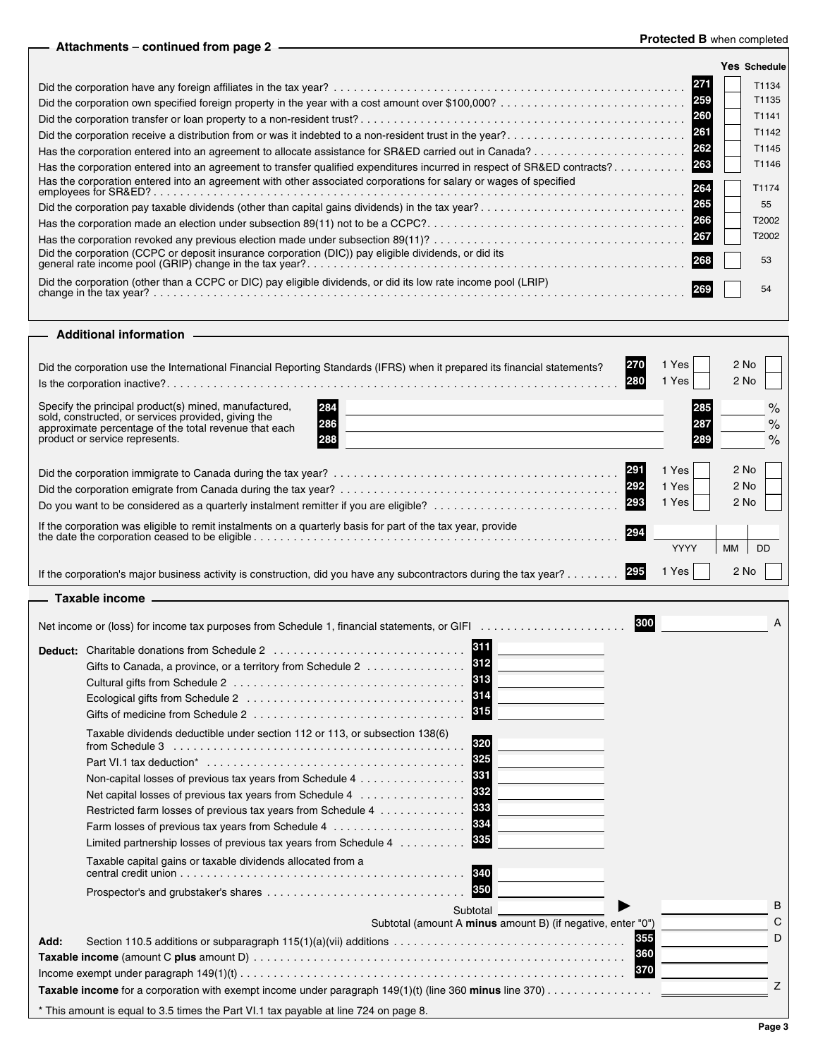Protected B when completed

## Attachments – continued from page 2

| | | Yes | Schedule |
|---|---|---|---|
| Did the corporation have any foreign affiliates in the tax year? | 271 | | T1134 |
| Did the corporation own specified foreign property in the year with a cost amount over $100,000? | 259 | | T1135 |
| Did the corporation transfer or loan property to a non-resident trust? | 260 | | T1141 |
| Did the corporation receive a distribution from or was it indebted to a non-resident trust in the year? | 261 | | T1142 |
| Has the corporation entered into an agreement to allocate assistance for SR&ED carried out in Canada? | 262 | | T1145 |
| Has the corporation entered into an agreement to transfer qualified expenditures incurred in respect of SR&ED contracts? | 263 | | T1146 |
| Has the corporation entered into an agreement with other associated corporations for salary or wages of specified employees for SR&ED? | 264 | | T1174 |
| Did the corporation pay taxable dividends (other than capital gains dividends) in the tax year? | 265 | | 55 |
| Has the corporation made an election under subsection 89(11) not to be a CCPC? | 266 | | T2002 |
| Has the corporation revoked any previous election made under subsection 89(11)? | 267 | | T2002 |
| Did the corporation (CCPC or deposit insurance corporation (DIC)) pay eligible dividends, or did its general rate income pool (GRIP) change in the tax year? | 268 | | 53 |
| Did the corporation (other than a CCPC or DIC) pay eligible dividends, or did its low rate income pool (LRIP) change in the tax year? | 269 | | 54 |

## Additional information

| | | | |
|---|---|---|---|
| Did the corporation use the International Financial Reporting Standards (IFRS) when it prepared its financial statements? | 270 | 1 Yes ☐ | 2 No ☐ |
| Is the corporation inactive? | 280 | 1 Yes ☐ | 2 No ☐ |

Specify the principal product(s) mined, manufactured, sold, constructed, or services provided, giving the approximate percentage of the total revenue that each product or service represents.

| | | | |
|---|---|---|---|
| 284 | | 285 | % |
| 286 | | 287 | % |
| 288 | | 289 | % |

| | | | |
|---|---|---|---|
| Did the corporation immigrate to Canada during the tax year? | 291 | 1 Yes ☐ | 2 No ☐ |
| Did the corporation emigrate from Canada during the tax year? | 292 | 1 Yes ☐ | 2 No ☐ |
| Do you want to be considered as a quarterly instalment remitter if you are eligible? | 293 | 1 Yes ☐ | 2 No ☐ |

If the corporation was eligible to remit instalments on a quarterly basis for part of the tax year, provide the date the corporation ceased to be eligible ........ 294 ______ YYYY MM DD

| | | | |
|---|---|---|---|
| If the corporation's major business activity is construction, did you have any subcontractors during the tax year? | 295 | 1 Yes ☐ | 2 No ☐ |

## Taxable income

| | | | | |
|---|---|---|---|---|
| Net income or (loss) for income tax purposes from Schedule 1, financial statements, or GIFI | | | 300 | A |
| **Deduct:** Charitable donations from Schedule 2 | 311 | | | |
| Gifts to Canada, a province, or a territory from Schedule 2 | 312 | | | |
| Cultural gifts from Schedule 2 | 313 | | | |
| Ecological gifts from Schedule 2 | 314 | | | |
| Gifts of medicine from Schedule 2 | 315 | | | |
| Taxable dividends deductible under section 112 or 113, or subsection 138(6) from Schedule 3 | 320 | | | |
| Part VI.1 tax deduction* | 325 | | | |
| Non-capital losses of previous tax years from Schedule 4 | 331 | | | |
| Net capital losses of previous tax years from Schedule 4 | 332 | | | |
| Restricted farm losses of previous tax years from Schedule 4 | 333 | | | |
| Farm losses of previous tax years from Schedule 4 | 334 | | | |
| Limited partnership losses of previous tax years from Schedule 4 | 335 | | | |
| Taxable capital gains or taxable dividends allocated from a central credit union | 340 | | | |
| Prospector's and grubstaker's shares | 350 | | | |
| Subtotal | | | ► | B |
| Subtotal (amount A **minus** amount B) (if negative, enter "0") | | | | C |
| **Add:** Section 110.5 additions or subparagraph 115(1)(a)(vii) additions | | | 355 | D |
| **Taxable income** (amount C **plus** amount D) | | | 360 | |
| Income exempt under paragraph 149(1)(t) | | | 370 | |
| **Taxable income** for a corporation with exempt income under paragraph 149(1)(t) (line 360 **minus** line 370) | | | | Z |

\* This amount is equal to 3.5 times the Part VI.1 tax payable at line 724 on page 8.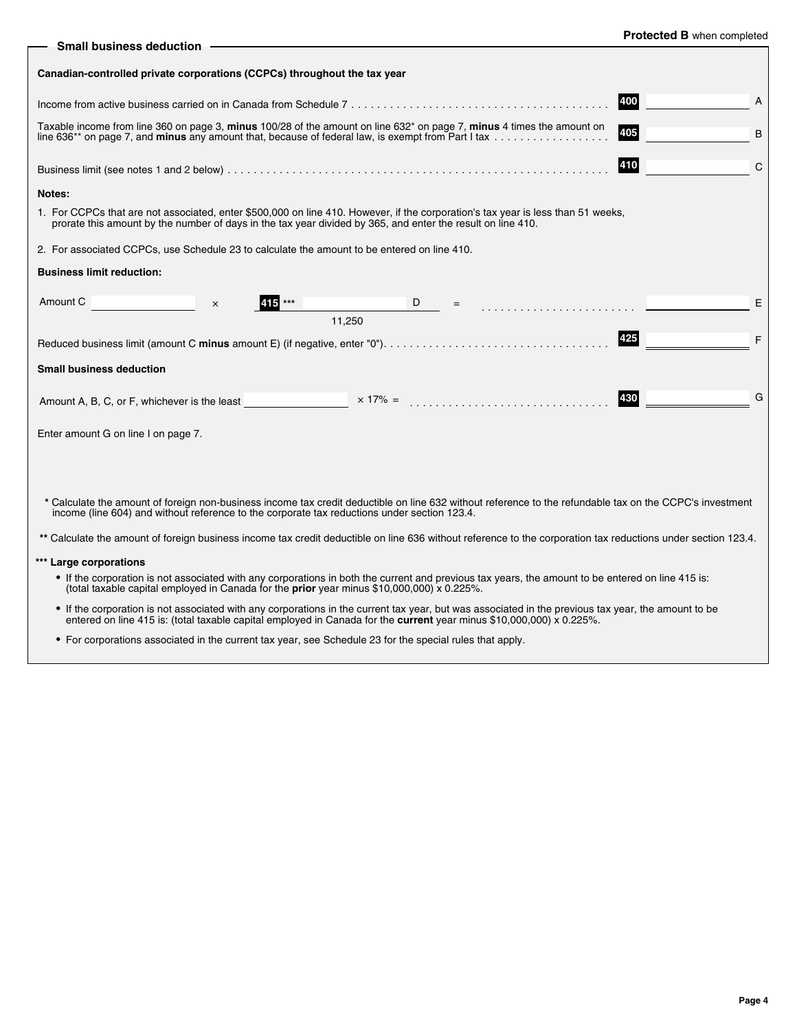Protected B when completed

## Small business deduction

**Canadian-controlled private corporations (CCPCs) throughout the tax year**

| | | | |
|---|---|---|---|
| Income from active business carried on in Canada from Schedule 7 | 400 | | A |
| Taxable income from line 360 on page 3, **minus** 100/28 of the amount on line 632* on page 7, **minus** 4 times the amount on line 636** on page 7, and **minus** any amount that, because of federal law, is exempt from Part I tax | 405 | | B |
| Business limit (see notes 1 and 2 below) | 410 | | C |

**Notes:**

1. For CCPCs that are not associated, enter $500,000 on line 410. However, if the corporation's tax year is less than 51 weeks, prorate this amount by the number of days in the tax year divided by 365, and enter the result on line 410.

2. For associated CCPCs, use Schedule 23 to calculate the amount to be entered on line 410.

**Business limit reduction:**

Amount C ______ × (415 *** ______ D) / 11,250 = ______ E

| | | | |
|---|---|---|---|
| Reduced business limit (amount C **minus** amount E) (if negative, enter "0") | 425 | | F |

**Small business deduction**

| | | | |
|---|---|---|---|
| Amount A, B, C, or F, whichever is the least ______ × 17% = | 430 | | G |

Enter amount G on line I on page 7.

\* Calculate the amount of foreign non-business income tax credit deductible on line 632 without reference to the refundable tax on the CCPC's investment income (line 604) and without reference to the corporate tax reductions under section 123.4.

\** Calculate the amount of foreign business income tax credit deductible on line 636 without reference to the corporation tax reductions under section 123.4.

\*** **Large corporations**

- If the corporation is not associated with any corporations in both the current and previous tax years, the amount to be entered on line 415 is: (total taxable capital employed in Canada for the **prior** year minus $10,000,000) x 0.225%.
- If the corporation is not associated with any corporations in the current tax year, but was associated in the previous tax year, the amount to be entered on line 415 is: (total taxable capital employed in Canada for the **current** year minus $10,000,000) x 0.225%.
- For corporations associated in the current tax year, see Schedule 23 for the special rules that apply.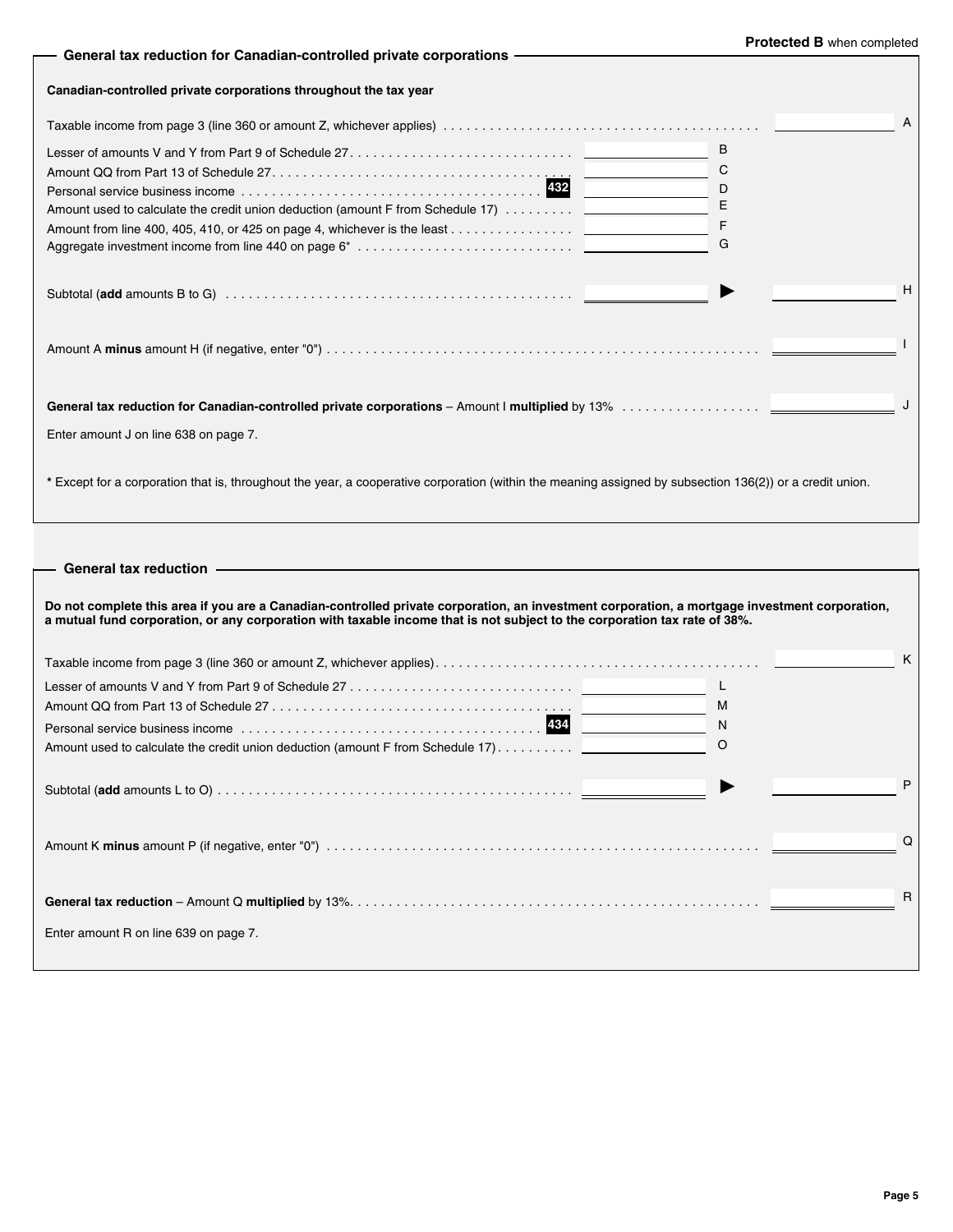Protected B when completed

## General tax reduction for Canadian-controlled private corporations

**Canadian-controlled private corporations throughout the tax year**

| | | | | |
|---|---|---|---|---|
| Taxable income from page 3 (line 360 or amount Z, whichever applies) | | | | A |
| Lesser of amounts V and Y from Part 9 of Schedule 27 | | B | | |
| Amount QQ from Part 13 of Schedule 27 | | C | | |
| Personal service business income **432** | | D | | |
| Amount used to calculate the credit union deduction (amount F from Schedule 17) | | E | | |
| Amount from line 400, 405, 410, or 425 on page 4, whichever is the least | | F | | |
| Aggregate investment income from line 440 on page 6* | | G | | |
| Subtotal (**add** amounts B to G) | | ▶ | | H |
| Amount A **minus** amount H (if negative, enter "0") | | | | I |
| **General tax reduction for Canadian-controlled private corporations** – Amount I **multiplied** by 13% | | | | J |

Enter amount J on line 638 on page 7.

**\*** Except for a corporation that is, throughout the year, a cooperative corporation (within the meaning assigned by subsection 136(2)) or a credit union.

## General tax reduction

**Do not complete this area if you are a Canadian-controlled private corporation, an investment corporation, a mortgage investment corporation, a mutual fund corporation, or any corporation with taxable income that is not subject to the corporation tax rate of 38%.**

| | | | | |
|---|---|---|---|---|
| Taxable income from page 3 (line 360 or amount Z, whichever applies) | | | | K |
| Lesser of amounts V and Y from Part 9 of Schedule 27 | | L | | |
| Amount QQ from Part 13 of Schedule 27 | | M | | |
| Personal service business income **434** | | N | | |
| Amount used to calculate the credit union deduction (amount F from Schedule 17) | | O | | |
| Subtotal (**add** amounts L to O) | | ▶ | | P |
| Amount K **minus** amount P (if negative, enter "0") | | | | Q |
| **General tax reduction** – Amount Q **multiplied** by 13% | | | | R |

Enter amount R on line 639 on page 7.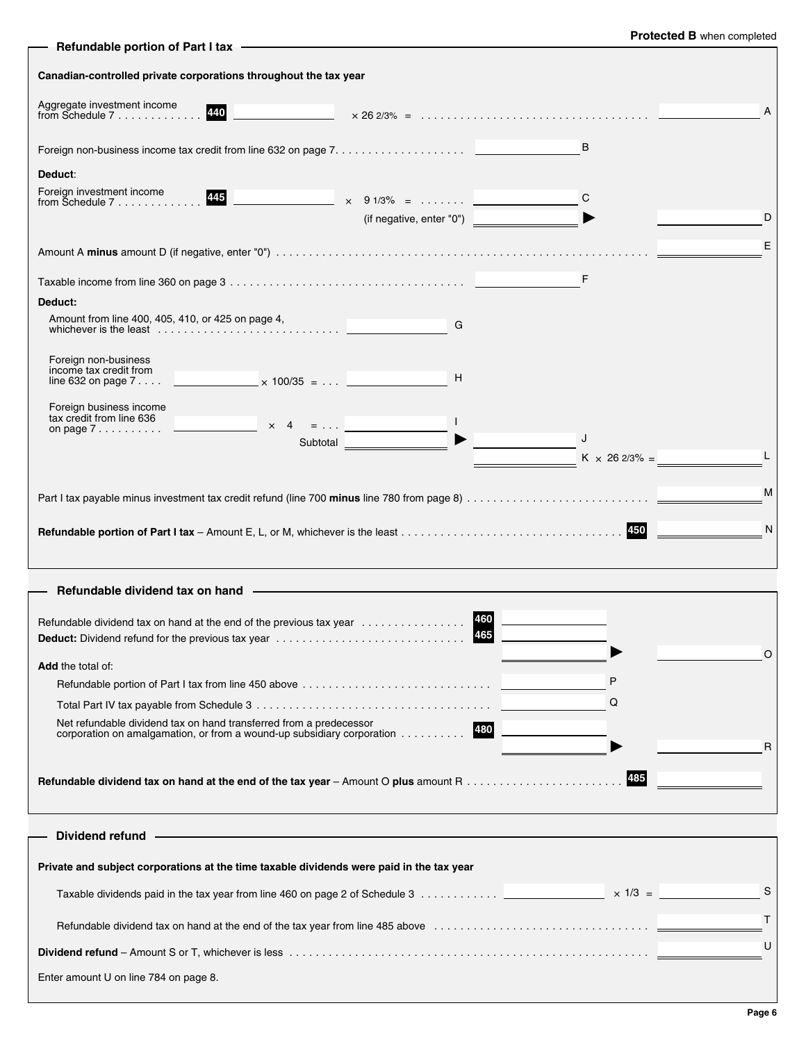Protected B when completed

## Refundable portion of Part I tax

**Canadian-controlled private corporations throughout the tax year**

Aggregate investment income from Schedule 7 . . . . . . . . . . . . **440** ________ × 26 2/3% = . . . . . . . . . . . . . . . . . . . . . . . . . . . . . . . . . . ________ A

Foreign non-business income tax credit from line 632 on page 7. . . . . . . . . . . . . . . . . . . . ________ B

**Deduct**:

Foreign investment income from Schedule 7 . . . . . . . . . . . . **445** ________ × 9 1/3% = . . . . . . . ________ C

(if negative, enter "0") ________ ▶ ________ D

Amount A **minus** amount D (if negative, enter "0") . . . . . . . . . . . . . . . . . . . . . . . . . . . . . . . . . . . . . . . . . . . . . . . . . . . . . ________ E

Taxable income from line 360 on page 3 . . . . . . . . . . . . . . . . . . . . . . . . . . . . . . . . . . . . ________ F

**Deduct:**

Amount from line 400, 405, 410, or 425 on page 4, whichever is the least . . . . . . . . . . . . . . . . . . . . . . . . . . . ________ G

Foreign non-business income tax credit from line 632 on page 7 . . . . ________ × 100/35 = . . . ________ H

Foreign business income tax credit from line 636 on page 7 . . . . . . . . . . ________ × 4 = . . . ________ I

Subtotal ________ ▶ ________ J

________ K × 26 2/3% = ________ L

Part I tax payable minus investment tax credit refund (line 700 **minus** line 780 from page 8) . . . . . . . . . . . . . . . . . . . . . . . . . . . ________ M

**Refundable portion of Part I tax** – Amount E, L, or M, whichever is the least . . . . . . . . . . . . . . . . . . . . . . . . . . . . . . . . . **450** ________ N

## Refundable dividend tax on hand

Refundable dividend tax on hand at the end of the previous tax year . . . . . . . . . . . . . . . . **460** ________

**Deduct:** Dividend refund for the previous tax year . . . . . . . . . . . . . . . . . . . . . . . . . **465** ________

________ ▶ ________ O

**Add** the total of:

Refundable portion of Part I tax from line 450 above . . . . . . . . . . . . . . . . . . . . . . . . . . . . ________ P

Total Part IV tax payable from Schedule 3 . . . . . . . . . . . . . . . . . . . . . . . . . . . . . . . . . . . ________ Q

Net refundable dividend tax on hand transferred from a predecessor corporation on amalgamation, or from a wound-up subsidiary corporation . . . . . . . . . . **480** ________

________ ▶ ________ R

**Refundable dividend tax on hand at the end of the tax year** – Amount O **plus** amount R . . . . . . . . . . . . . . . . . . . . . . . . **485** ________

## Dividend refund

**Private and subject corporations at the time taxable dividends were paid in the tax year**

Taxable dividends paid in the tax year from line 460 on page 2 of Schedule 3 . . . . . . . . . . . ________ × 1/3 = ________ S

Refundable dividend tax on hand at the end of the tax year from line 485 above . . . . . . . . . . . . . . . . . . . . . . . . . . . . . . . . ________ T

**Dividend refund** – Amount S or T, whichever is less . . . . . . . . . . . . . . . . . . . . . . . . . . . . . . . . . . . . . . . . . . . . . ________ U

Enter amount U on line 784 on page 8.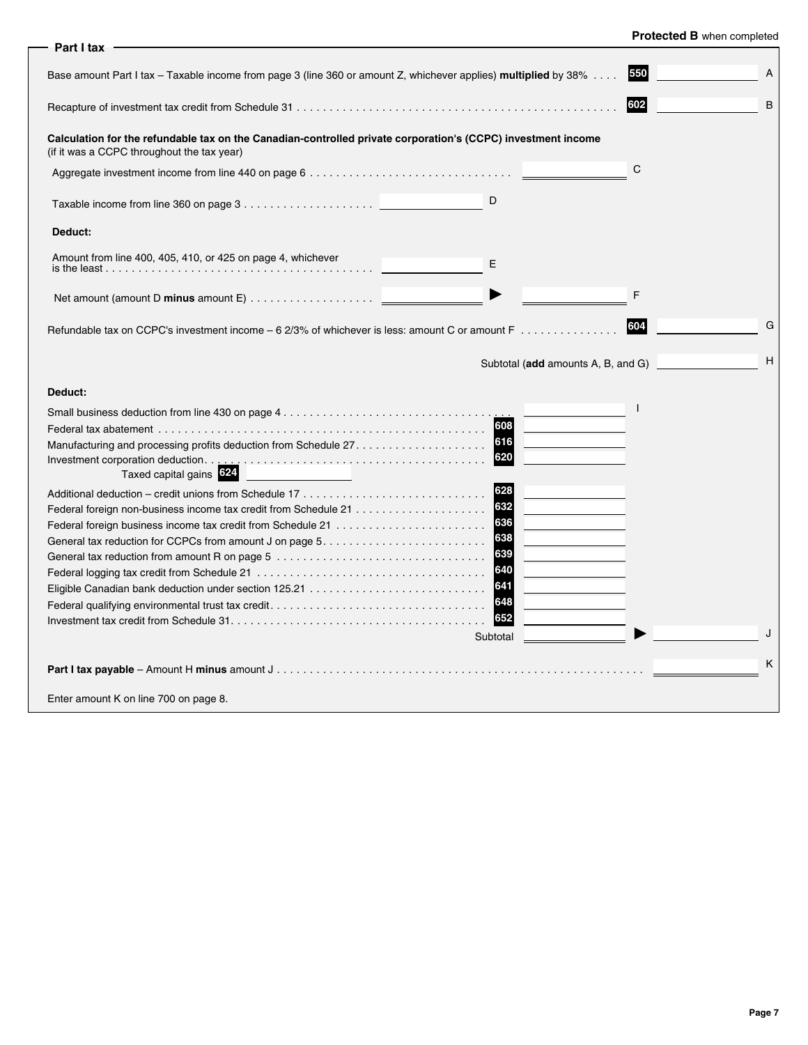Protected B when completed

## Part I tax

Base amount Part I tax – Taxable income from page 3 (line 360 or amount Z, whichever applies) **multiplied** by 38% . . . . **550** ________ A

Recapture of investment tax credit from Schedule 31 . . . . . . . . . . . . . . . . . . . . . . . . . . . . . . . . . . . . . . . . . . . . . . . . **602** ________ B

**Calculation for the refundable tax on the Canadian-controlled private corporation's (CCPC) investment income**
(if it was a CCPC throughout the tax year)

Aggregate investment income from line 440 on page 6 . . . . . . . . . . . . . . . . . . . . . . . . . . . . . . . ________ C

Taxable income from line 360 on page 3 . . . . . . . . . . . . . . . . . . . . ________ D

**Deduct:**

Amount from line 400, 405, 410, or 425 on page 4, whichever is the least . . . . . . . . . . . . . . . . . . . . . . . . . . . . . . . . . . . . . . . . . ________ E

Net amount (amount D **minus** amount E) . . . . . . . . . . . . . . . . . . . ________ ► ________ F

Refundable tax on CCPC's investment income – 6 2/3% of whichever is less: amount C or amount F . . . . . . . . . . . . . . . **604** ________ G

Subtotal (**add** amounts A, B, and G) ________ H

**Deduct:**

| Description | Line | Amount | |
|---|---|---|---|
| Small business deduction from line 430 on page 4 | | ________ | I |
| Federal tax abatement | 608 | ________ | |
| Manufacturing and processing profits deduction from Schedule 27 | 616 | ________ | |
| Investment corporation deduction | 620 | ________ | |
| Taxed capital gains **624** ________ | | | |
| Additional deduction – credit unions from Schedule 17 | 628 | ________ | |
| Federal foreign non-business income tax credit from Schedule 21 | 632 | ________ | |
| Federal foreign business income tax credit from Schedule 21 | 636 | ________ | |
| General tax reduction for CCPCs from amount J on page 5 | 638 | ________ | |
| General tax reduction from amount R on page 5 | 639 | ________ | |
| Federal logging tax credit from Schedule 21 | 640 | ________ | |
| Eligible Canadian bank deduction under section 125.21 | 641 | ________ | |
| Federal qualifying environmental trust tax credit | 648 | ________ | |
| Investment tax credit from Schedule 31 | 652 | ________ | |

Subtotal ________ ► ________ J

**Part I tax payable** – Amount H **minus** amount J . . . . . . . . . . . . . . . . . . . . . . . . . . . . . . . . . . . . . . . . . . . . . . . . . . . . ________ K

Enter amount K on line 700 on page 8.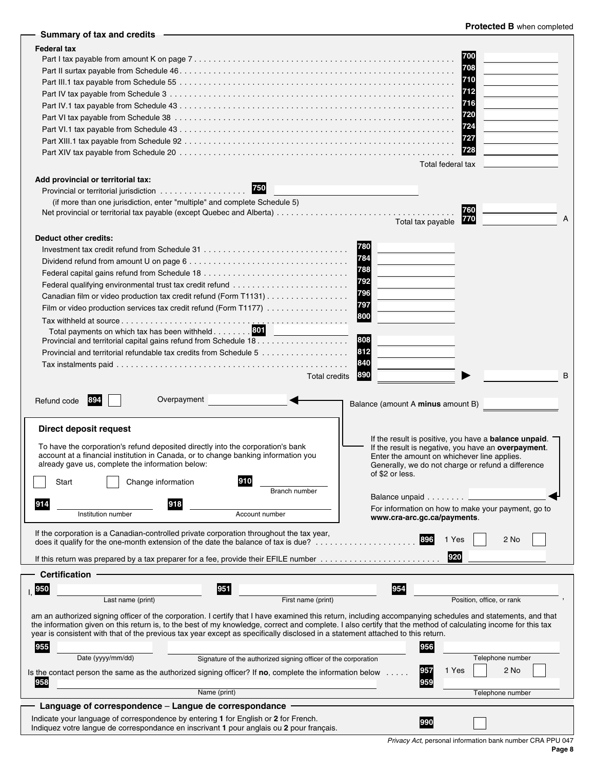**Protected B** when completed

## Summary of tax and credits

**Federal tax**

| | | |
|---|---|---|
| Part I tax payable from amount K on page 7 | 700 | |
| Part II surtax payable from Schedule 46 | 708 | |
| Part III.1 tax payable from Schedule 55 | 710 | |
| Part IV tax payable from Schedule 3 | 712 | |
| Part IV.1 tax payable from Schedule 43 | 716 | |
| Part VI tax payable from Schedule 38 | 720 | |
| Part VI.1 tax payable from Schedule 43 | 724 | |
| Part XIII.1 tax payable from Schedule 92 | 727 | |
| Part XIV tax payable from Schedule 20 | 728 | |
| Total federal tax | | |

**Add provincial or territorial tax:**

Provincial or territorial jurisdiction ........ 750 ____________

(if more than one jurisdiction, enter "multiple" and complete Schedule 5)

| | | |
|---|---|---|
| Net provincial or territorial tax payable (except Quebec and Alberta) | 760 | |
| Total tax payable | 770 | A |

**Deduct other credits:**

| | | |
|---|---|---|
| Investment tax credit refund from Schedule 31 | 780 | |
| Dividend refund from amount U on page 6 | 784 | |
| Federal capital gains refund from Schedule 18 | 788 | |
| Federal qualifying environmental trust tax credit refund | 792 | |
| Canadian film or video production tax credit refund (Form T1131) | 796 | |
| Film or video production services tax credit refund (Form T1177) | 797 | |
| Tax withheld at source | 800 | |
| Total payments on which tax has been withheld ........ 801 | | |
| Provincial and territorial capital gains refund from Schedule 18 | 808 | |
| Provincial and territorial refundable tax credits from Schedule 5 | 812 | |
| Tax instalments paid | 840 | |
| Total credits | 890 | ► B |

Refund code 894 ☐ Overpayment ____________ ◄

Balance (amount A **minus** amount B) ____________

If the result is positive, you have a **balance unpaid**.
If the result is negative, you have an **overpayment**.
Enter the amount on whichever line applies.
Generally, we do not charge or refund a difference of $2 or less.

Balance unpaid ........ ____________

For information on how to make your payment, go to **www.cra-arc.gc.ca/payments**.

### Direct deposit request

To have the corporation's refund deposited directly into the corporation's bank account at a financial institution in Canada, or to change banking information you already gave us, complete the information below:

☐ Start ☐ Change information 910 ____________ Branch number

914 ____________ Institution number 918 ____________ Account number

If the corporation is a Canadian-controlled private corporation throughout the tax year, does it qualify for the one-month extension of the date the balance of tax is due? ........ 896 1 Yes ☐ 2 No ☐

If this return was prepared by a tax preparer for a fee, provide their EFILE number ........ 920 ____________

## Certification

I, 950 ____________ (Last name (print)) 951 ____________ (First name (print)) 954 ____________ (Position, office, or rank),

am an authorized signing officer of the corporation. I certify that I have examined this return, including accompanying schedules and statements, and that the information given on this return is, to the best of my knowledge, correct and complete. I also certify that the method of calculating income for this tax year is consistent with that of the previous tax year except as specifically disclosed in a statement attached to this return.

955 ____________ Date (yyyy/mm/dd) ____________ Signature of the authorized signing officer of the corporation 956 ____________ Telephone number

Is the contact person the same as the authorized signing officer? If **no**, complete the information below ..... 957 1 Yes ☐ 2 No ☐

958 ____________ Name (print) 959 ____________ Telephone number

## Language of correspondence – Langue de correspondance

Indicate your language of correspondence by entering **1** for English or **2** for French.
Indiquez votre langue de correspondance en inscrivant **1** pour anglais ou **2** pour français. 990 ☐

*Privacy Act*, personal information bank number CRA PPU 047